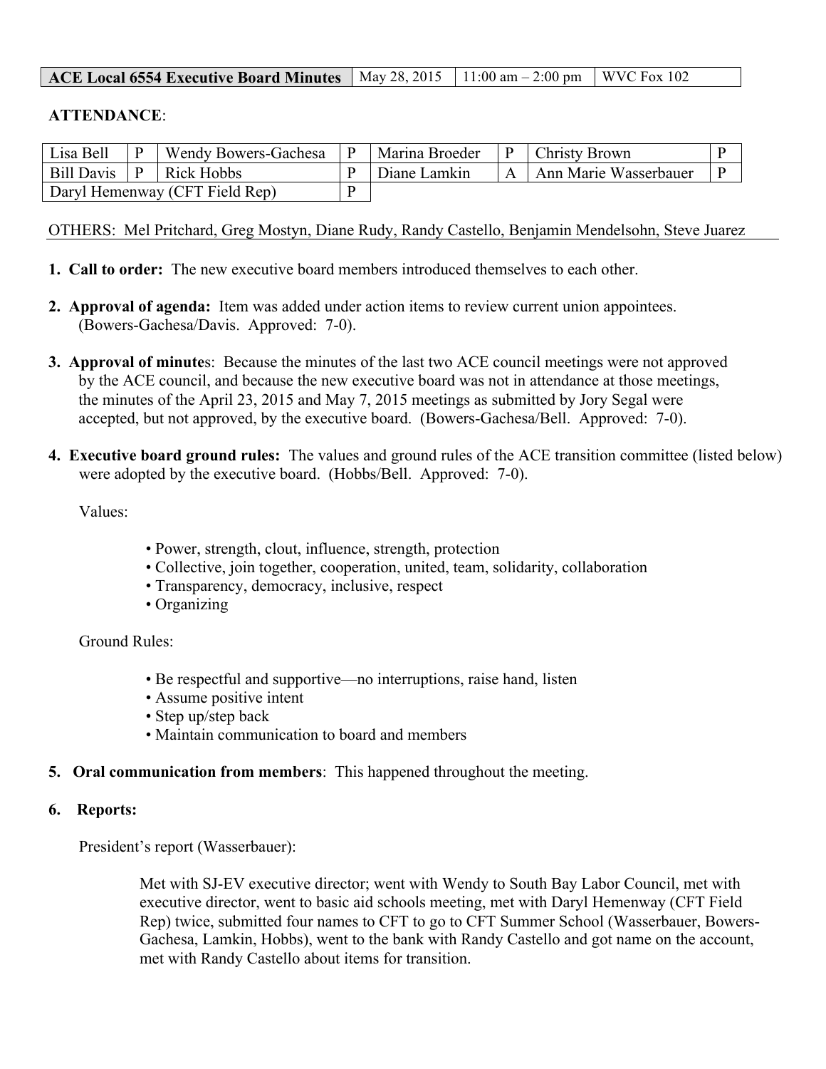| ACE Local 6554 Executive Board Minutes | May 28, 2015 | 11:00 am – 2:00 pm | WVC Fox 102 |
|---|---|---|---|

**ATTENDANCE**:

| | | | | | | | |
|---|---|---|---|---|---|---|---|
| Lisa Bell | P | Wendy Bowers-Gachesa | P | Marina Broeder | P | Christy Brown | P |
| Bill Davis | P | Rick Hobbs | P | Diane Lamkin | A | Ann Marie Wasserbauer | P |
| Daryl Hemenway (CFT Field Rep) | | | P | | | | |

OTHERS: Mel Pritchard, Greg Mostyn, Diane Rudy, Randy Castello, Benjamin Mendelsohn, Steve Juarez

1. **Call to order:** The new executive board members introduced themselves to each other.

2. **Approval of agenda:** Item was added under action items to review current union appointees. (Bowers-Gachesa/Davis. Approved: 7-0).

3. **Approval of minutes**: Because the minutes of the last two ACE council meetings were not approved by the ACE council, and because the new executive board was not in attendance at those meetings, the minutes of the April 23, 2015 and May 7, 2015 meetings as submitted by Jory Segal were accepted, but not approved, by the executive board. (Bowers-Gachesa/Bell. Approved: 7-0).

4. **Executive board ground rules:** The values and ground rules of the ACE transition committee (listed below) were adopted by the executive board. (Hobbs/Bell. Approved: 7-0).

   Values:

   - Power, strength, clout, influence, strength, protection
   - Collective, join together, cooperation, united, team, solidarity, collaboration
   - Transparency, democracy, inclusive, respect
   - Organizing

   Ground Rules:

   - Be respectful and supportive—no interruptions, raise hand, listen
   - Assume positive intent
   - Step up/step back
   - Maintain communication to board and members

5. **Oral communication from members**: This happened throughout the meeting.

6. **Reports:**

   President's report (Wasserbauer):

   Met with SJ-EV executive director; went with Wendy to South Bay Labor Council, met with executive director, went to basic aid schools meeting, met with Daryl Hemenway (CFT Field Rep) twice, submitted four names to CFT to go to CFT Summer School (Wasserbauer, Bowers-Gachesa, Lamkin, Hobbs), went to the bank with Randy Castello and got name on the account, met with Randy Castello about items for transition.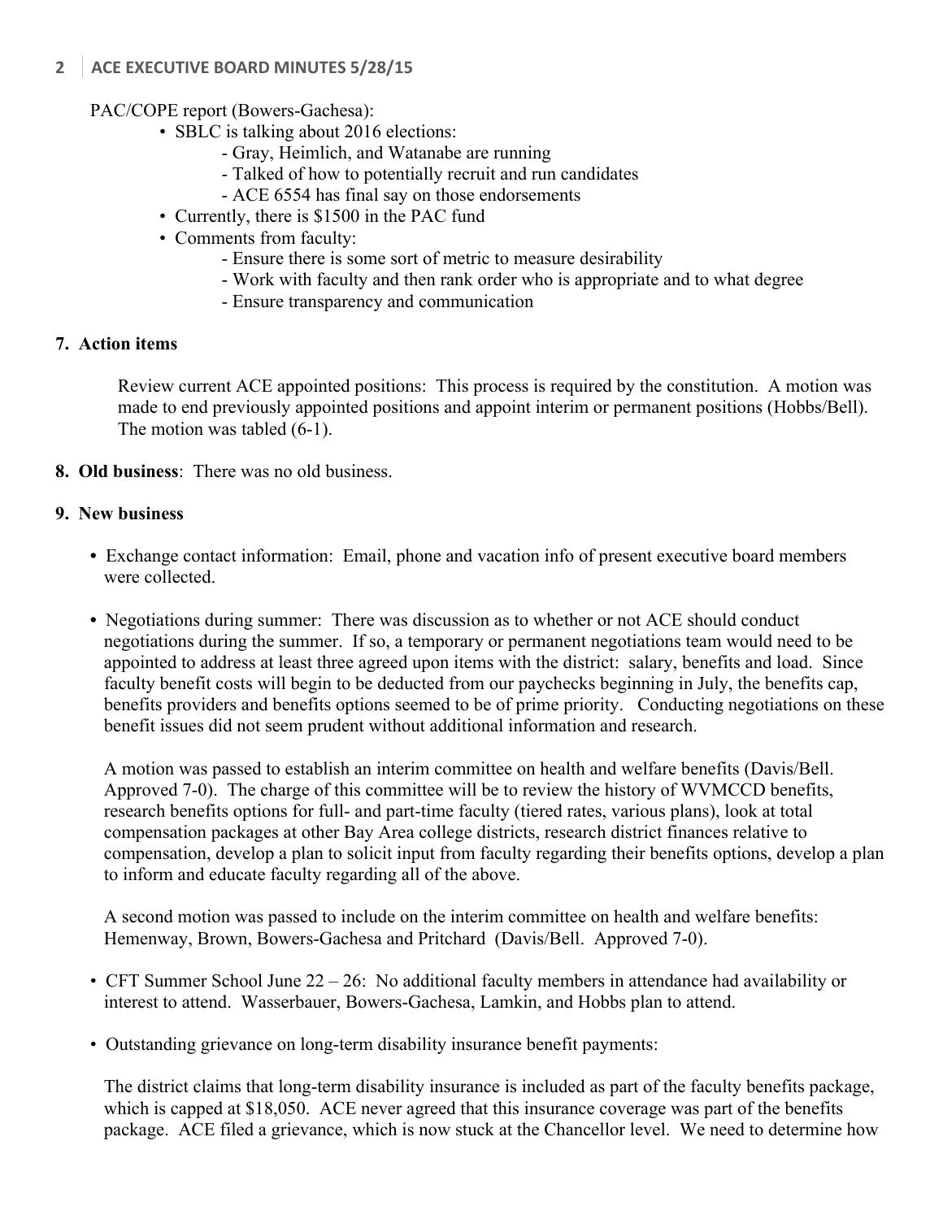PAC/COPE report (Bowers-Gachesa):

- SBLC is talking about 2016 elections:
  - Gray, Heimlich, and Watanabe are running
  - Talked of how to potentially recruit and run candidates
  - ACE 6554 has final say on those endorsements
- Currently, there is $1500 in the PAC fund
- Comments from faculty:
  - Ensure there is some sort of metric to measure desirability
  - Work with faculty and then rank order who is appropriate and to what degree
  - Ensure transparency and communication

**7. Action items**

Review current ACE appointed positions: This process is required by the constitution. A motion was made to end previously appointed positions and appoint interim or permanent positions (Hobbs/Bell). The motion was tabled (6-1).

**8. Old business**: There was no old business.

**9. New business**

- Exchange contact information: Email, phone and vacation info of present executive board members were collected.

- Negotiations during summer: There was discussion as to whether or not ACE should conduct negotiations during the summer. If so, a temporary or permanent negotiations team would need to be appointed to address at least three agreed upon items with the district: salary, benefits and load. Since faculty benefit costs will begin to be deducted from our paychecks beginning in July, the benefits cap, benefits providers and benefits options seemed to be of prime priority. Conducting negotiations on these benefit issues did not seem prudent without additional information and research.

  A motion was passed to establish an interim committee on health and welfare benefits (Davis/Bell. Approved 7-0). The charge of this committee will be to review the history of WVMCCD benefits, research benefits options for full- and part-time faculty (tiered rates, various plans), look at total compensation packages at other Bay Area college districts, research district finances relative to compensation, develop a plan to solicit input from faculty regarding their benefits options, develop a plan to inform and educate faculty regarding all of the above.

  A second motion was passed to include on the interim committee on health and welfare benefits: Hemenway, Brown, Bowers-Gachesa and Pritchard (Davis/Bell. Approved 7-0).

- CFT Summer School June 22 – 26: No additional faculty members in attendance had availability or interest to attend. Wasserbauer, Bowers-Gachesa, Lamkin, and Hobbs plan to attend.

- Outstanding grievance on long-term disability insurance benefit payments:

  The district claims that long-term disability insurance is included as part of the faculty benefits package, which is capped at $18,050. ACE never agreed that this insurance coverage was part of the benefits package. ACE filed a grievance, which is now stuck at the Chancellor level. We need to determine how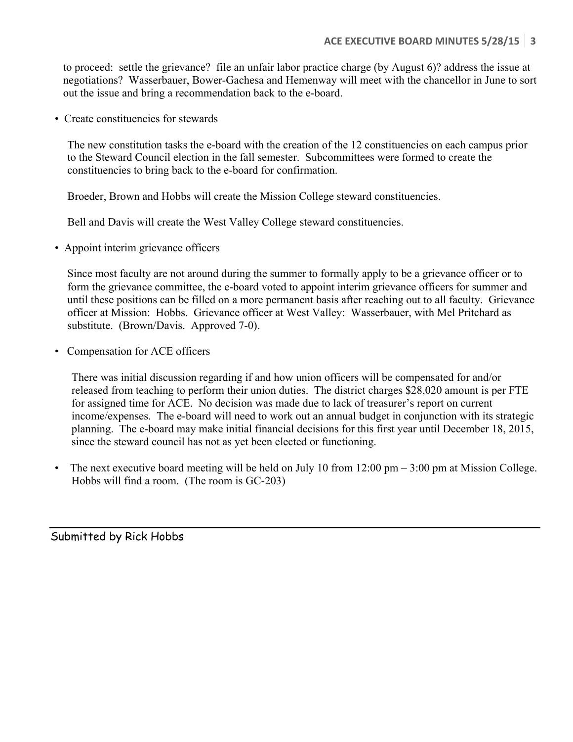to proceed: settle the grievance? file an unfair labor practice charge (by August 6)? address the issue at negotiations? Wasserbauer, Bower-Gachesa and Hemenway will meet with the chancellor in June to sort out the issue and bring a recommendation back to the e-board.

- Create constituencies for stewards

  The new constitution tasks the e-board with the creation of the 12 constituencies on each campus prior to the Steward Council election in the fall semester. Subcommittees were formed to create the constituencies to bring back to the e-board for confirmation.

  Broeder, Brown and Hobbs will create the Mission College steward constituencies.

  Bell and Davis will create the West Valley College steward constituencies.

- Appoint interim grievance officers

  Since most faculty are not around during the summer to formally apply to be a grievance officer or to form the grievance committee, the e-board voted to appoint interim grievance officers for summer and until these positions can be filled on a more permanent basis after reaching out to all faculty. Grievance officer at Mission: Hobbs. Grievance officer at West Valley: Wasserbauer, with Mel Pritchard as substitute. (Brown/Davis. Approved 7-0).

- Compensation for ACE officers

  There was initial discussion regarding if and how union officers will be compensated for and/or released from teaching to perform their union duties. The district charges $28,020 amount is per FTE for assigned time for ACE. No decision was made due to lack of treasurer's report on current income/expenses. The e-board will need to work out an annual budget in conjunction with its strategic planning. The e-board may make initial financial decisions for this first year until December 18, 2015, since the steward council has not as yet been elected or functioning.

- The next executive board meeting will be held on July 10 from 12:00 pm – 3:00 pm at Mission College. Hobbs will find a room. (The room is GC-203)

---

Submitted by Rick Hobbs